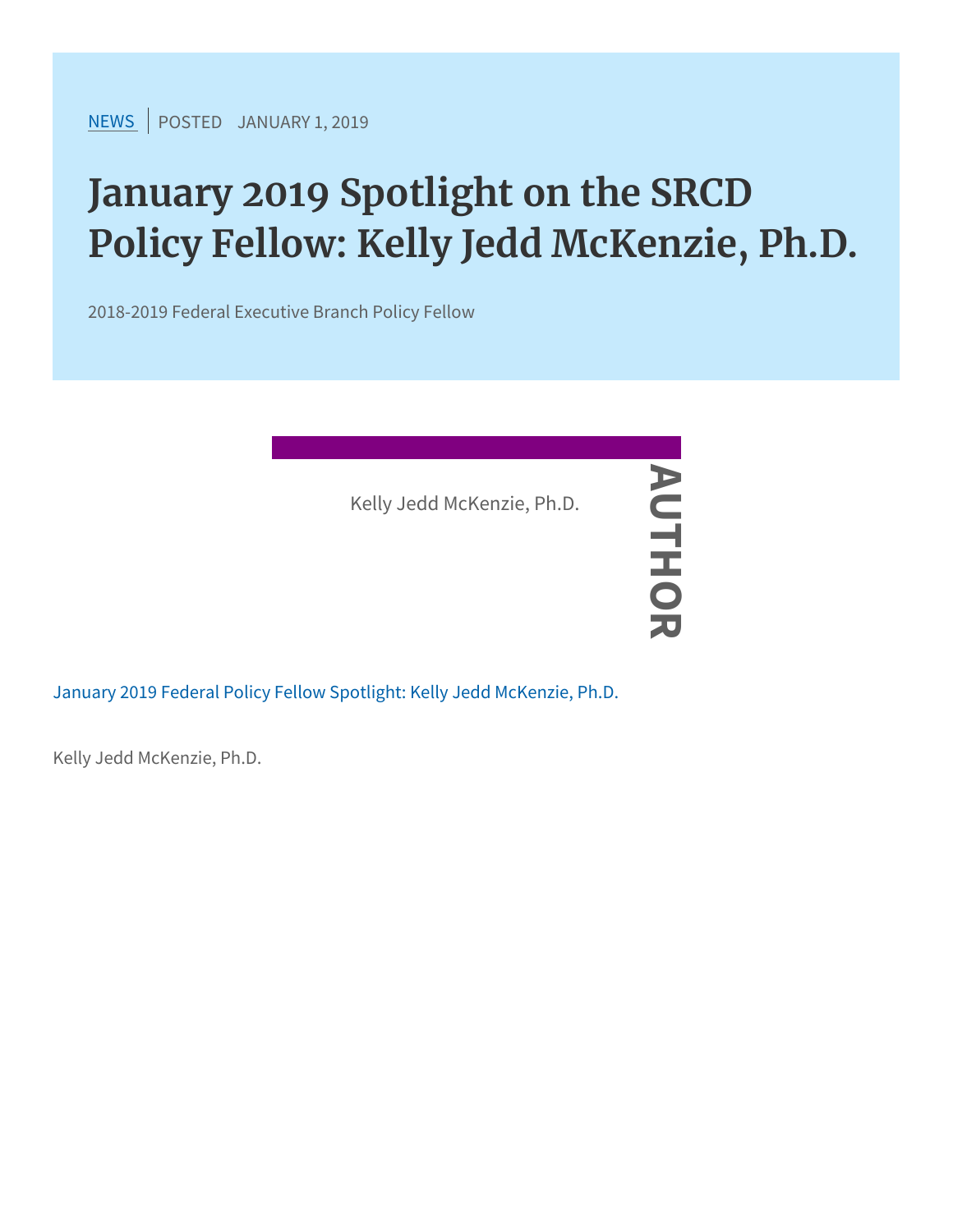NEWS | POSTED JANUARY 1, 2019

# January 2019 Spotlight on the SRCD Policy Fellow: Kelly Jedd McKenzie, Ph.D.

2018-2019 Federal Executive Branch Policy Fellow

Kelly Jedd McKenzie, Ph.D.

AUTHOR

January 2019 Federal Policy Fellow Spotlight: Kelly Jedd McKenzie, Ph.D.

Kelly Jedd McKenzie, Ph.D.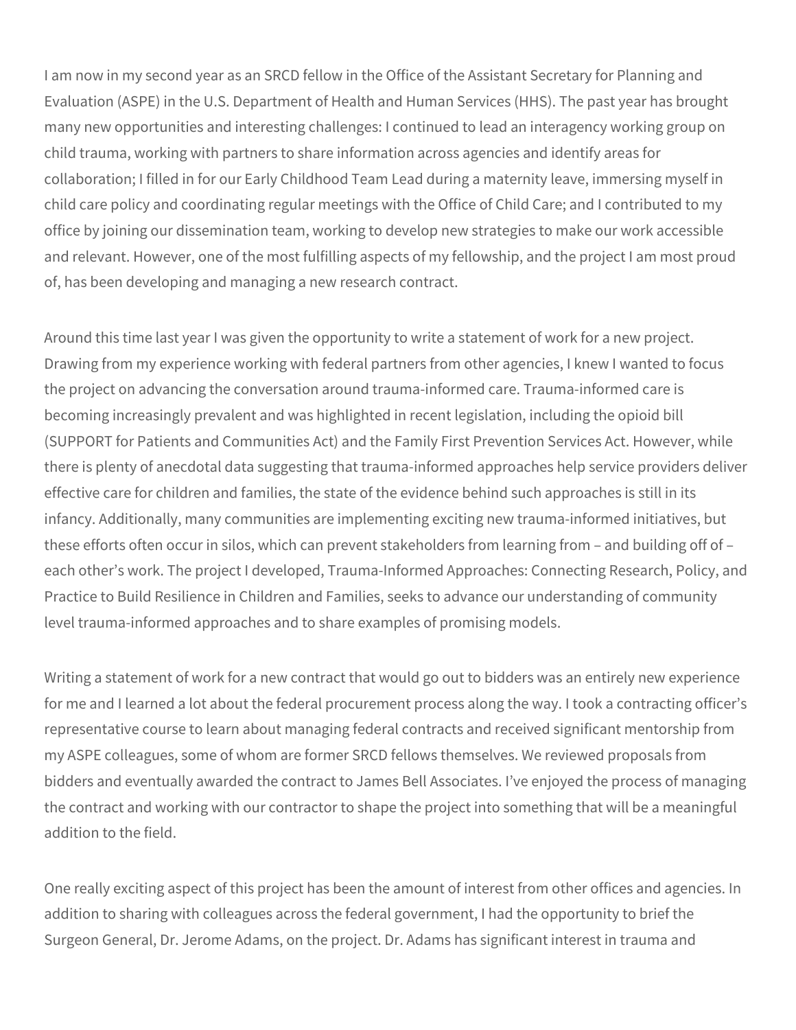I am now in my second year as an SRCD fellow in the Office of the Assistant Secretary for Planning and Evaluation (ASPE) in the U.S. Department of Health and Human Services (HHS). The past year has brought many new opportunities and interesting challenges: I continued to lead an interagency working group on child trauma, working with partners to share information across agencies and identify areas for collaboration; I filled in for our Early Childhood Team Lead during a maternity leave, immersing myself in child care policy and coordinating regular meetings with the Office of Child Care; and I contributed to my office by joining our dissemination team, working to develop new strategies to make our work accessible and relevant. However, one of the most fulfilling aspects of my fellowship, and the project I am most proud of, has been developing and managing a new research contract.

Around this time last year I was given the opportunity to write a statement of work for a new project. Drawing from my experience working with federal partners from other agencies, I knew I wanted to focus the project on advancing the conversation around trauma-informed care. Trauma-informed care is becoming increasingly prevalent and was highlighted in recent legislation, including the opioid bill (SUPPORT for Patients and Communities Act) and the Family First Prevention Services Act. However, while there is plenty of anecdotal data suggesting that trauma-informed approaches help service providers deliver effective care for children and families, the state of the evidence behind such approaches is still in its infancy. Additionally, many communities are implementing exciting new trauma-informed initiatives, but these efforts often occur in silos, which can prevent stakeholders from learning from – and building off of – each other's work. The project I developed, Trauma-Informed Approaches: Connecting Research, Policy, and Practice to Build Resilience in Children and Families, seeks to advance our understanding of community level trauma-informed approaches and to share examples of promising models.

Writing a statement of work for a new contract that would go out to bidders was an entirely new experience for me and I learned a lot about the federal procurement process along the way. I took a contracting officer's representative course to learn about managing federal contracts and received significant mentorship from my ASPE colleagues, some of whom are former SRCD fellows themselves. We reviewed proposals from bidders and eventually awarded the contract to James Bell Associates. I've enjoyed the process of managing the contract and working with our contractor to shape the project into something that will be a meaningful addition to the field.

One really exciting aspect of this project has been the amount of interest from other offices and agencies. In addition to sharing with colleagues across the federal government, I had the opportunity to brief the Surgeon General, Dr. Jerome Adams, on the project. Dr. Adams has significant interest in trauma and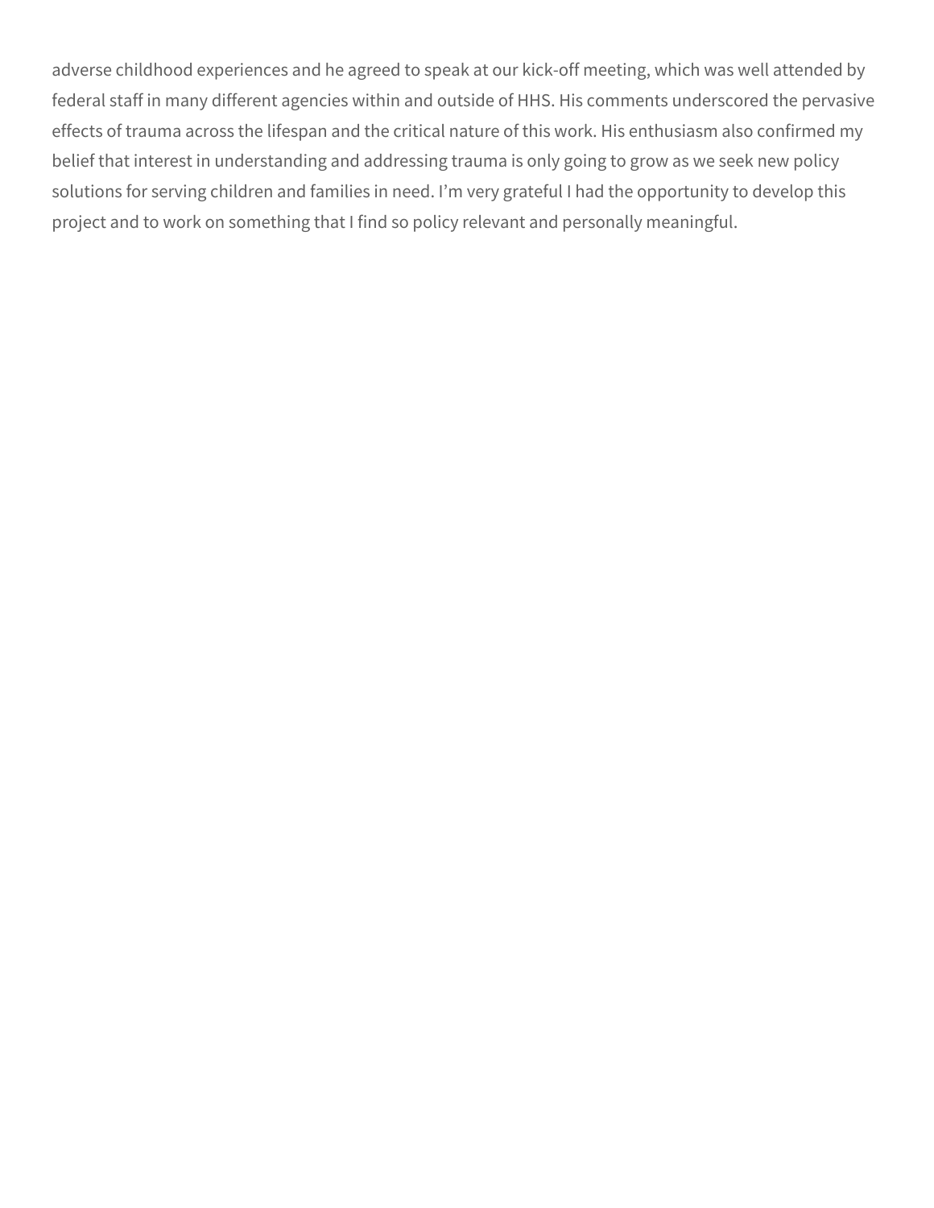adverse childhood experiences and he agreed to speak at our kick-off meeting, which was well attended by federal staff in many different agencies within and outside of HHS. His comments underscored the pervasive effects of trauma across the lifespan and the critical nature of this work. His enthusiasm also confirmed my belief that interest in understanding and addressing trauma is only going to grow as we seek new policy solutions for serving children and families in need. I'm very grateful I had the opportunity to develop this project and to work on something that I find so policy relevant and personally meaningful.